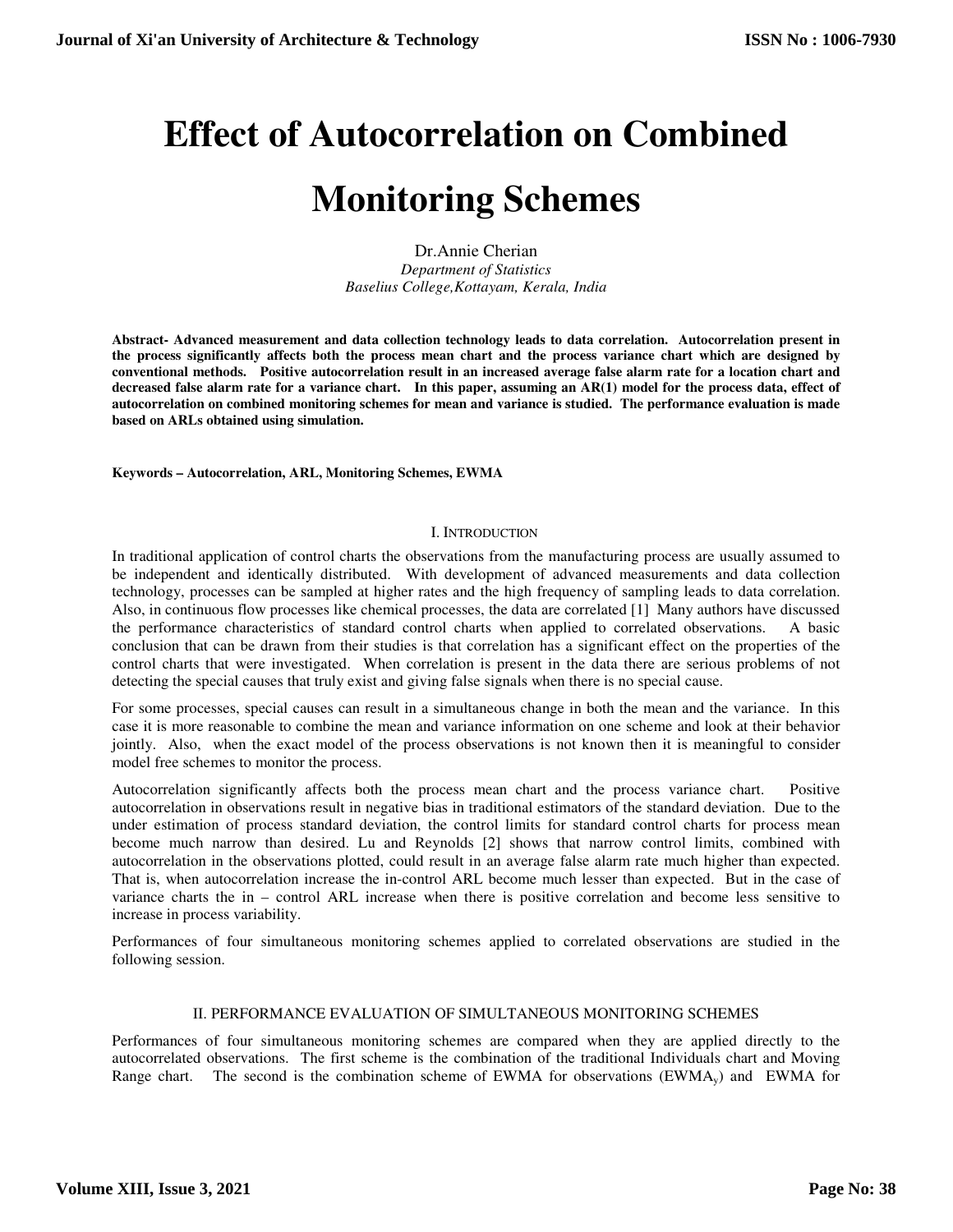# Effect of Autocorrelation on Combined Monitoring Schemes

Dr.Annie Cherian

*Department of Statistics*
*Baselius College,Kottayam, Kerala, India*

**Abstract- Advanced measurement and data collection technology leads to data correlation. Autocorrelation present in the process significantly affects both the process mean chart and the process variance chart which are designed by conventional methods. Positive autocorrelation result in an increased average false alarm rate for a location chart and decreased false alarm rate for a variance chart. In this paper, assuming an AR(1) model for the process data, effect of autocorrelation on combined monitoring schemes for mean and variance is studied. The performance evaluation is made based on ARLs obtained using simulation.**

**Keywords – Autocorrelation, ARL, Monitoring Schemes, EWMA**

## I. Introduction

In traditional application of control charts the observations from the manufacturing process are usually assumed to be independent and identically distributed. With development of advanced measurements and data collection technology, processes can be sampled at higher rates and the high frequency of sampling leads to data correlation. Also, in continuous flow processes like chemical processes, the data are correlated [1] Many authors have discussed the performance characteristics of standard control charts when applied to correlated observations. A basic conclusion that can be drawn from their studies is that correlation has a significant effect on the properties of the control charts that were investigated. When correlation is present in the data there are serious problems of not detecting the special causes that truly exist and giving false signals when there is no special cause.

For some processes, special causes can result in a simultaneous change in both the mean and the variance. In this case it is more reasonable to combine the mean and variance information on one scheme and look at their behavior jointly. Also, when the exact model of the process observations is not known then it is meaningful to consider model free schemes to monitor the process.

Autocorrelation significantly affects both the process mean chart and the process variance chart. Positive autocorrelation in observations result in negative bias in traditional estimators of the standard deviation. Due to the under estimation of process standard deviation, the control limits for standard control charts for process mean become much narrow than desired. Lu and Reynolds [2] shows that narrow control limits, combined with autocorrelation in the observations plotted, could result in an average false alarm rate much higher than expected. That is, when autocorrelation increase the in-control ARL become much lesser than expected. But in the case of variance charts the in – control ARL increase when there is positive correlation and become less sensitive to increase in process variability.

Performances of four simultaneous monitoring schemes applied to correlated observations are studied in the following session.

## II. PERFORMANCE EVALUATION OF SIMULTANEOUS MONITORING SCHEMES

Performances of four simultaneous monitoring schemes are compared when they are applied directly to the autocorrelated observations. The first scheme is the combination of the traditional Individuals chart and Moving Range chart. The second is the combination scheme of EWMA for observations ($EWMA_y$) and EWMA for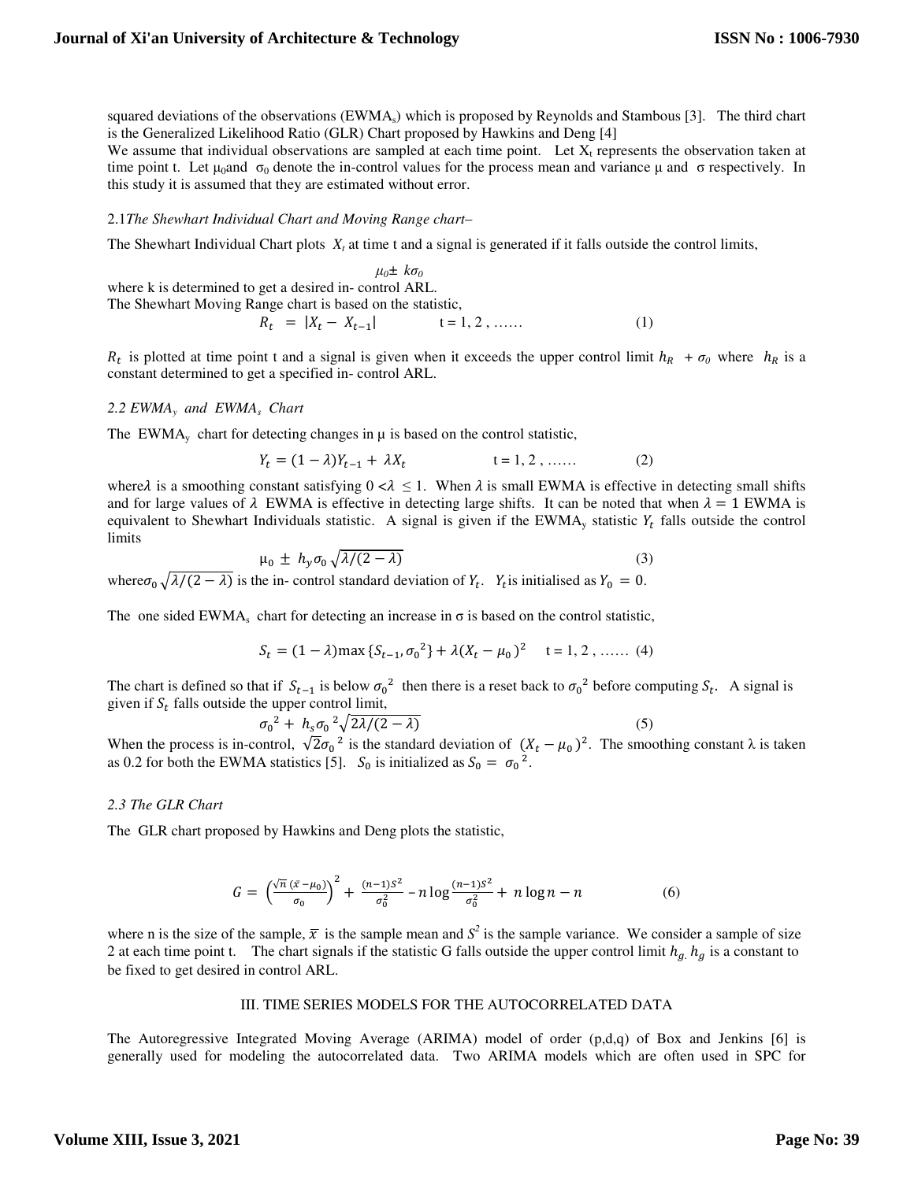squared deviations of the observations ($EWMA_s$) which is proposed by Reynolds and Stambous [3]. The third chart is the Generalized Likelihood Ratio (GLR) Chart proposed by Hawkins and Deng [4]

We assume that individual observations are sampled at each time point. Let $X_t$ represents the observation taken at time point t. Let $\mu_0$and $\sigma_0$ denote the in-control values for the process mean and variance μ and σ respectively. In this study it is assumed that they are estimated without error.

### 2.1 *The Shewhart Individual Chart and Moving Range chart–*

The Shewhart Individual Chart plots $X_t$ at time t and a signal is generated if it falls outside the control limits,

$$\mu_0 \pm k\sigma_0$$

where k is determined to get a desired in- control ARL.

The Shewhart Moving Range chart is based on the statistic,

$$R_t = |X_t - X_{t-1}| \qquad t = 1, 2, \ldots \qquad (1)$$

$R_t$ is plotted at time point t and a signal is given when it exceeds the upper control limit $h_R + \sigma_0$ where $h_R$ is a constant determined to get a specified in- control ARL.

### *2.2 $EWMA_y$ and $EWMA_s$ Chart*

The $EWMA_y$ chart for detecting changes in μ is based on the control statistic,

$$Y_t = (1-\lambda)Y_{t-1} + \lambda X_t \qquad t = 1, 2, \ldots \qquad (2)$$

where $\lambda$ is a smoothing constant satisfying $0 < \lambda \leq 1$. When $\lambda$ is small EWMA is effective in detecting small shifts and for large values of $\lambda$ EWMA is effective in detecting large shifts. It can be noted that when $\lambda = 1$ EWMA is equivalent to Shewhart Individuals statistic. A signal is given if the $EWMA_y$ statistic $Y_t$ falls outside the control limits

$$\mu_0 \pm h_y \sigma_0 \sqrt{\lambda/(2-\lambda)} \qquad (3)$$

where $\sigma_0 \sqrt{\lambda/(2-\lambda)}$ is the in- control standard deviation of $Y_t$. $Y_t$ is initialised as $Y_0 = 0$.

The one sided $EWMA_s$ chart for detecting an increase in σ is based on the control statistic,

$$S_t = (1-\lambda)\max\{S_{t-1}, {\sigma_0}^2\} + \lambda(X_t - \mu_0)^2 \qquad t = 1, 2, \ldots \qquad (4)$$

The chart is defined so that if $S_{t-1}$ is below ${\sigma_0}^2$ then there is a reset back to ${\sigma_0}^2$ before computing $S_t$. A signal is given if $S_t$ falls outside the upper control limit,

$${\sigma_0}^2 + h_s {\sigma_0}^2 \sqrt{2\lambda/(2-\lambda)} \qquad (5)$$

When the process is in-control, $\sqrt{2}{\sigma_0}^2$ is the standard deviation of $(X_t - \mu_0)^2$. The smoothing constant λ is taken as 0.2 for both the EWMA statistics [5]. $S_0$ is initialized as $S_0 = {\sigma_0}^2$.

### *2.3 The GLR Chart*

The GLR chart proposed by Hawkins and Deng plots the statistic,

$$G = \left(\frac{\sqrt{n}\,(\bar{x} - \mu_0)}{\sigma_0}\right)^2 + \frac{(n-1)S^2}{\sigma_0^2} - n\log\frac{(n-1)S^2}{\sigma_0^2} + n\log n - n \qquad (6)$$

where n is the size of the sample, $\bar{x}$ is the sample mean and $S^2$ is the sample variance. We consider a sample of size 2 at each time point t. The chart signals if the statistic G falls outside the upper control limit $h_g$. $h_g$ is a constant to be fixed to get desired in control ARL.

## III. TIME SERIES MODELS FOR THE AUTOCORRELATED DATA

The Autoregressive Integrated Moving Average (ARIMA) model of order (p,d,q) of Box and Jenkins [6] is generally used for modeling the autocorrelated data. Two ARIMA models which are often used in SPC for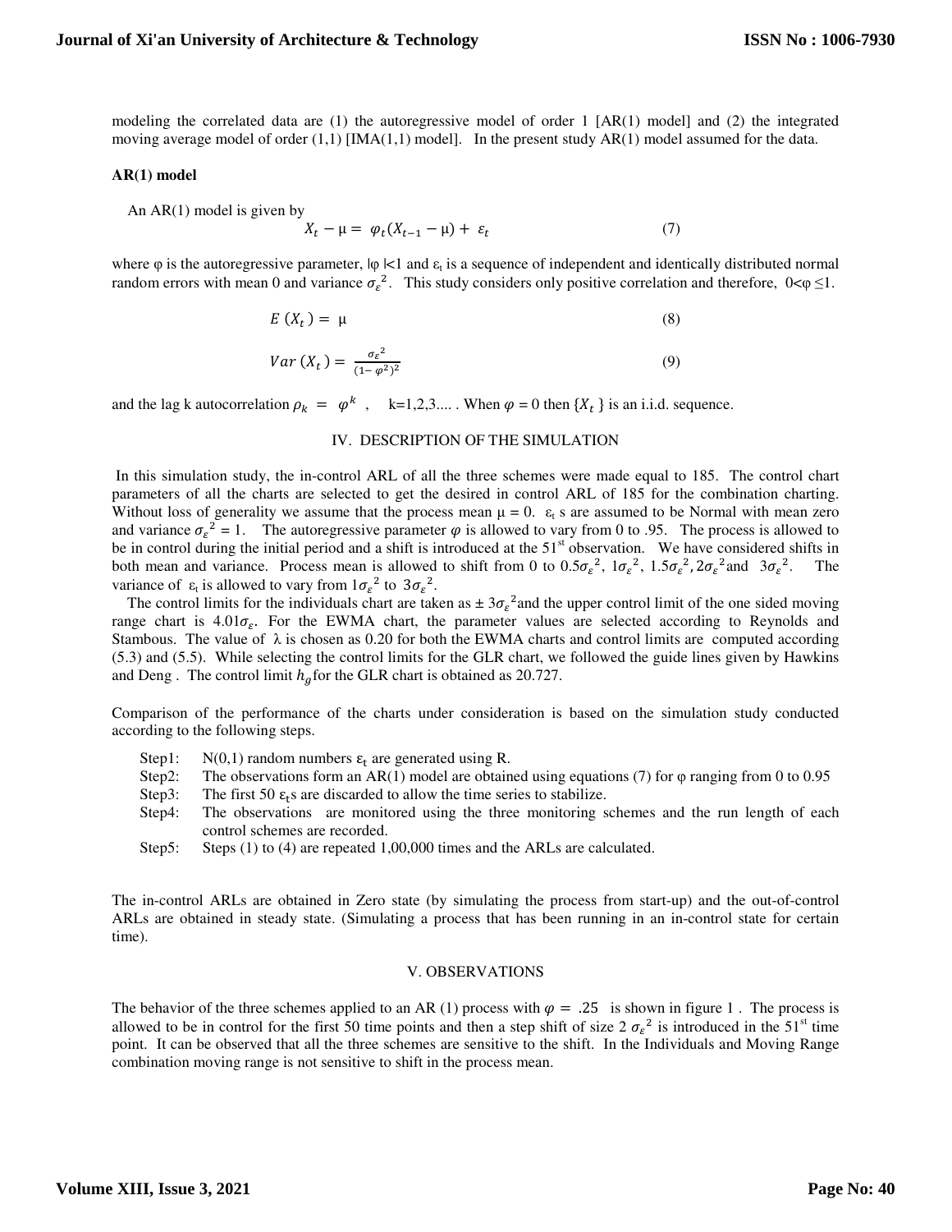modeling the correlated data are (1) the autoregressive model of order 1 [AR(1) model] and (2) the integrated moving average model of order (1,1) [IMA(1,1) model]. In the present study AR(1) model assumed for the data.

**AR(1) model**

An AR(1) model is given by

$$X_t - \mu = \varphi_t(X_{t-1} - \mu) + \varepsilon_t \tag{7}$$

where φ is the autoregressive parameter, |φ |<1 and $\varepsilon_t$ is a sequence of independent and identically distributed normal random errors with mean 0 and variance $\sigma_\varepsilon^2$. This study considers only positive correlation and therefore, $0<\varphi \leq 1$.

$$E(X_t) = \mu \tag{8}$$

$$Var(X_t) = \frac{\sigma_\varepsilon^2}{(1-\varphi^2)^2} \tag{9}$$

and the lag k autocorrelation $\rho_k = \varphi^k$ , k=1,2,3.... . When $\varphi = 0$ then $\{X_t\}$ is an i.i.d. sequence.

## IV. DESCRIPTION OF THE SIMULATION

In this simulation study, the in-control ARL of all the three schemes were made equal to 185. The control chart parameters of all the charts are selected to get the desired in control ARL of 185 for the combination charting. Without loss of generality we assume that the process mean μ = 0. $\varepsilon_t$ s are assumed to be Normal with mean zero and variance $\sigma_\varepsilon^2 = 1$. The autoregressive parameter $\varphi$ is allowed to vary from 0 to .95. The process is allowed to be in control during the initial period and a shift is introduced at the 51st observation. We have considered shifts in both mean and variance. Process mean is allowed to shift from 0 to $0.5\sigma_\varepsilon^2$, $1\sigma_\varepsilon^2$, $1.5\sigma_\varepsilon^2$, $2\sigma_\varepsilon^2$ and $3\sigma_\varepsilon^2$. The variance of $\varepsilon_t$ is allowed to vary from $1\sigma_\varepsilon^2$ to $3\sigma_\varepsilon^2$.

The control limits for the individuals chart are taken as $\pm 3\sigma_\varepsilon^2$ and the upper control limit of the one sided moving range chart is $4.01\sigma_\varepsilon$. For the EWMA chart, the parameter values are selected according to Reynolds and Stambous. The value of λ is chosen as 0.20 for both the EWMA charts and control limits are computed according (5.3) and (5.5). While selecting the control limits for the GLR chart, we followed the guide lines given by Hawkins and Deng . The control limit $h_g$ for the GLR chart is obtained as 20.727.

Comparison of the performance of the charts under consideration is based on the simulation study conducted according to the following steps.

- Step1: N(0,1) random numbers $\varepsilon_t$ are generated using R.
- Step2: The observations form an AR(1) model are obtained using equations (7) for φ ranging from 0 to 0.95
- Step3: The first 50 $\varepsilon_t$s are discarded to allow the time series to stabilize.
- Step4: The observations are monitored using the three monitoring schemes and the run length of each control schemes are recorded.
- Step5: Steps (1) to (4) are repeated 1,00,000 times and the ARLs are calculated.

The in-control ARLs are obtained in Zero state (by simulating the process from start-up) and the out-of-control ARLs are obtained in steady state. (Simulating a process that has been running in an in-control state for certain time).

## V. OBSERVATIONS

The behavior of the three schemes applied to an AR (1) process with $\varphi = .25$ is shown in figure 1 . The process is allowed to be in control for the first 50 time points and then a step shift of size 2 $\sigma_\varepsilon^2$ is introduced in the 51st time point. It can be observed that all the three schemes are sensitive to the shift. In the Individuals and Moving Range combination moving range is not sensitive to shift in the process mean.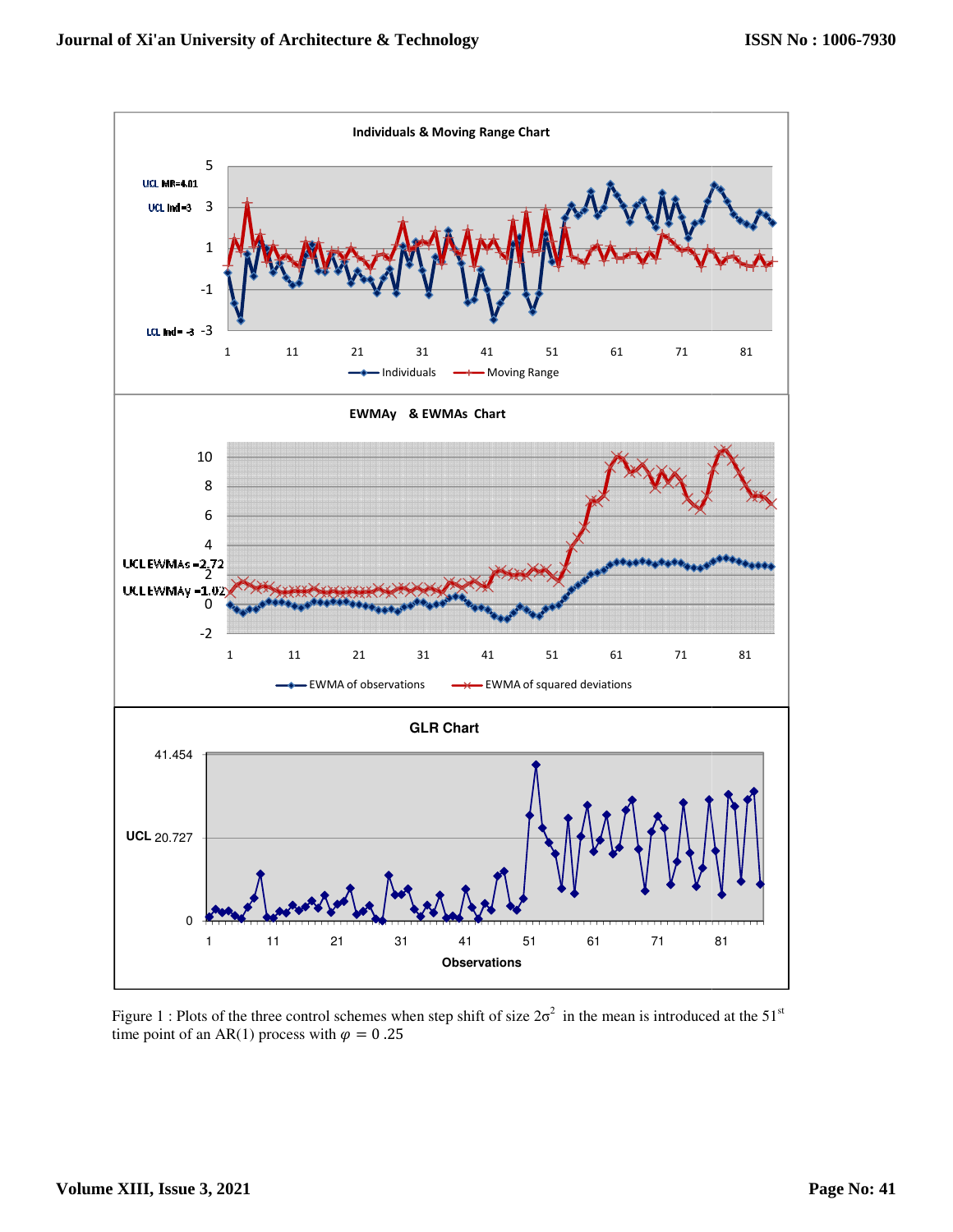Figure 1 : Plots of the three control schemes when step shift of size $2\sigma^2$ in the mean is introduced at the 51$^{st}$ time point of an AR(1) process with $\varphi = 0.25$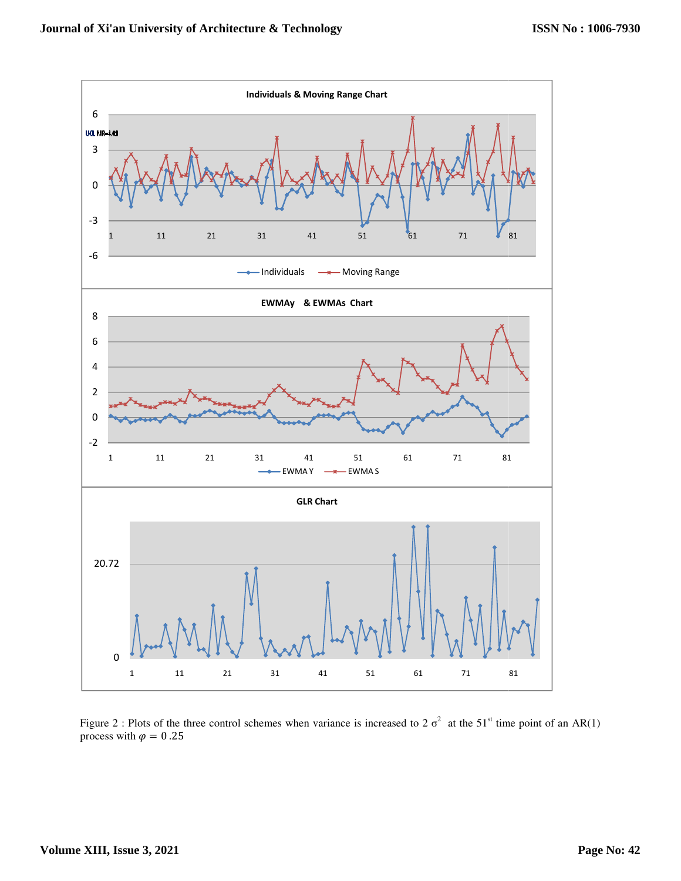Figure 2 : Plots of the three control schemes when variance is increased to $2\sigma^2$ at the $51^{st}$ time point of an AR(1) process with $\varphi = 0.25$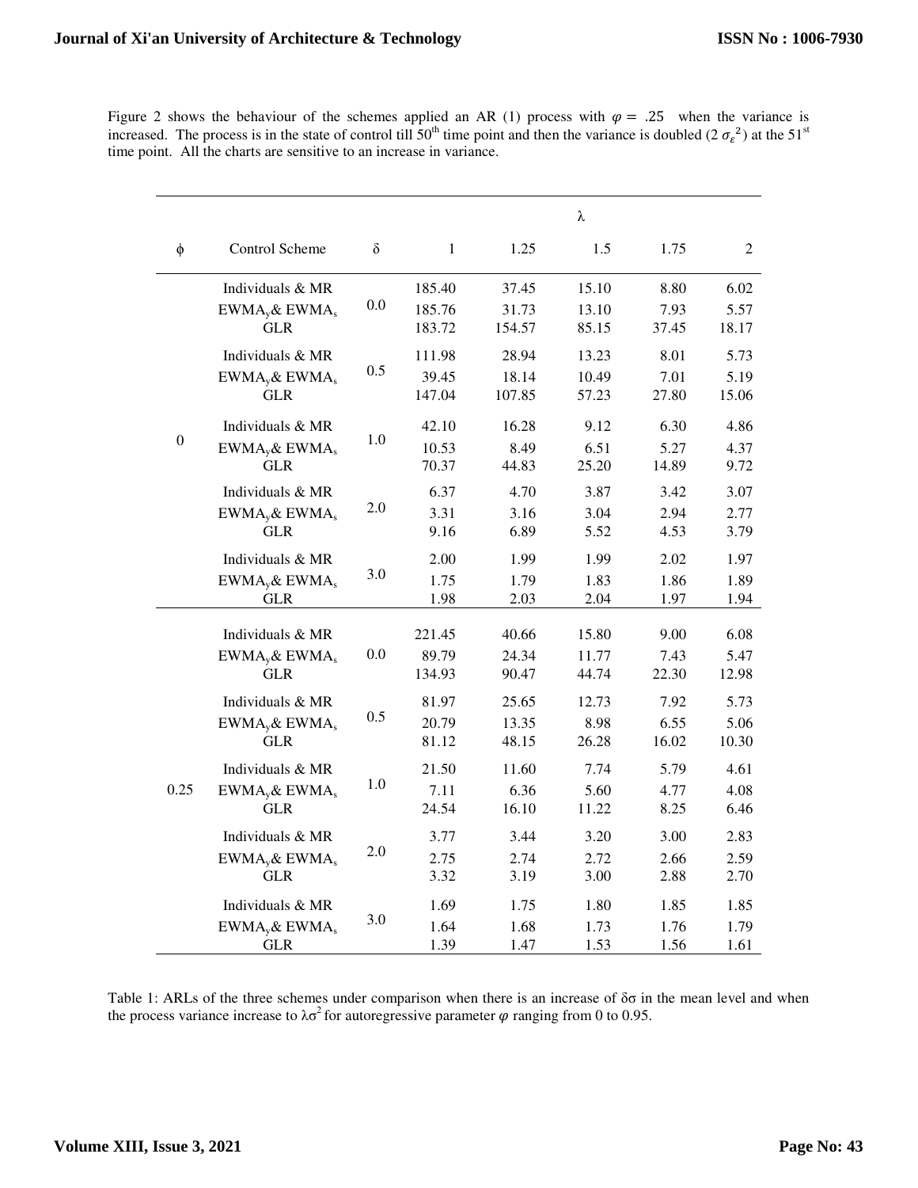Figure 2 shows the behaviour of the schemes applied an AR (1) process with $\varphi = .25$ when the variance is increased. The process is in the state of control till 50th time point and then the variance is doubled ($2\,\sigma_{\varepsilon}^{2}$) at the 51st time point. All the charts are sensitive to an increase in variance.

| | | | $\lambda$ | | | | |
|---|---|---|---|---|---|---|---|
| $\phi$ | Control Scheme | $\delta$ | 1 | 1.25 | 1.5 | 1.75 | 2 |
| 0 | Individuals & MR | 0.0 | 185.40 | 37.45 | 15.10 | 8.80 | 6.02 |
| | $EWMA_y$ & $EWMA_s$ | | 185.76 | 31.73 | 13.10 | 7.93 | 5.57 |
| | GLR | | 183.72 | 154.57 | 85.15 | 37.45 | 18.17 |
| | Individuals & MR | 0.5 | 111.98 | 28.94 | 13.23 | 8.01 | 5.73 |
| | $EWMA_y$ & $EWMA_s$ | | 39.45 | 18.14 | 10.49 | 7.01 | 5.19 |
| | GLR | | 147.04 | 107.85 | 57.23 | 27.80 | 15.06 |
| | Individuals & MR | 1.0 | 42.10 | 16.28 | 9.12 | 6.30 | 4.86 |
| | $EWMA_y$ & $EWMA_s$ | | 10.53 | 8.49 | 6.51 | 5.27 | 4.37 |
| | GLR | | 70.37 | 44.83 | 25.20 | 14.89 | 9.72 |
| | Individuals & MR | 2.0 | 6.37 | 4.70 | 3.87 | 3.42 | 3.07 |
| | $EWMA_y$ & $EWMA_s$ | | 3.31 | 3.16 | 3.04 | 2.94 | 2.77 |
| | GLR | | 9.16 | 6.89 | 5.52 | 4.53 | 3.79 |
| | Individuals & MR | 3.0 | 2.00 | 1.99 | 1.99 | 2.02 | 1.97 |
| | $EWMA_y$ & $EWMA_s$ | | 1.75 | 1.79 | 1.83 | 1.86 | 1.89 |
| | GLR | | 1.98 | 2.03 | 2.04 | 1.97 | 1.94 |
| 0.25 | Individuals & MR | 0.0 | 221.45 | 40.66 | 15.80 | 9.00 | 6.08 |
| | $EWMA_y$ & $EWMA_s$ | | 89.79 | 24.34 | 11.77 | 7.43 | 5.47 |
| | GLR | | 134.93 | 90.47 | 44.74 | 22.30 | 12.98 |
| | Individuals & MR | 0.5 | 81.97 | 25.65 | 12.73 | 7.92 | 5.73 |
| | $EWMA_y$ & $EWMA_s$ | | 20.79 | 13.35 | 8.98 | 6.55 | 5.06 |
| | GLR | | 81.12 | 48.15 | 26.28 | 16.02 | 10.30 |
| | Individuals & MR | 1.0 | 21.50 | 11.60 | 7.74 | 5.79 | 4.61 |
| | $EWMA_y$ & $EWMA_s$ | | 7.11 | 6.36 | 5.60 | 4.77 | 4.08 |
| | GLR | | 24.54 | 16.10 | 11.22 | 8.25 | 6.46 |
| | Individuals & MR | 2.0 | 3.77 | 3.44 | 3.20 | 3.00 | 2.83 |
| | $EWMA_y$ & $EWMA_s$ | | 2.75 | 2.74 | 2.72 | 2.66 | 2.59 |
| | GLR | | 3.32 | 3.19 | 3.00 | 2.88 | 2.70 |
| | Individuals & MR | 3.0 | 1.69 | 1.75 | 1.80 | 1.85 | 1.85 |
| | $EWMA_y$ & $EWMA_s$ | | 1.64 | 1.68 | 1.73 | 1.76 | 1.79 |
| | GLR | | 1.39 | 1.47 | 1.53 | 1.56 | 1.61 |

Table 1: ARLs of the three schemes under comparison when there is an increase of $\delta\sigma$ in the mean level and when the process variance increase to $\lambda\sigma^2$ for autoregressive parameter $\varphi$ ranging from 0 to 0.95.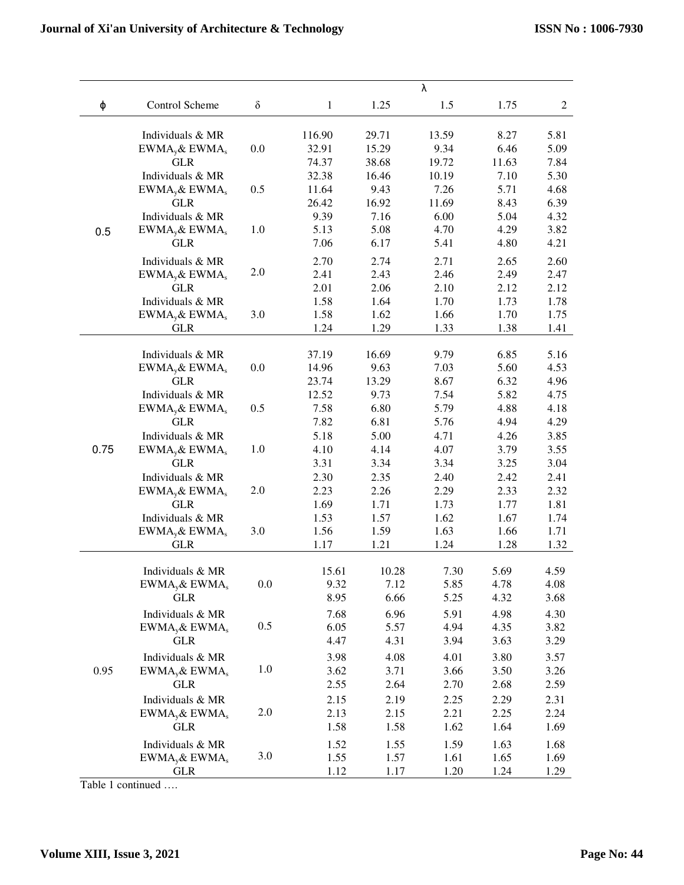| $\phi$ | Control Scheme | $\delta$ | $\lambda$ = 1 | 1.25 | 1.5 | 1.75 | 2 |
|---|---|---|---|---|---|---|---|
| 0.5 | Individuals & MR | 0.0 | 116.90 | 29.71 | 13.59 | 8.27 | 5.81 |
| | $EWMA_y$& $EWMA_s$ | | 32.91 | 15.29 | 9.34 | 6.46 | 5.09 |
| | GLR | | 74.37 | 38.68 | 19.72 | 11.63 | 7.84 |
| | Individuals & MR | 0.5 | 32.38 | 16.46 | 10.19 | 7.10 | 5.30 |
| | $EWMA_y$& $EWMA_s$ | | 11.64 | 9.43 | 7.26 | 5.71 | 4.68 |
| | GLR | | 26.42 | 16.92 | 11.69 | 8.43 | 6.39 |
| | Individuals & MR | 1.0 | 9.39 | 7.16 | 6.00 | 5.04 | 4.32 |
| | $EWMA_y$& $EWMA_s$ | | 5.13 | 5.08 | 4.70 | 4.29 | 3.82 |
| | GLR | | 7.06 | 6.17 | 5.41 | 4.80 | 4.21 |
| | Individuals & MR | 2.0 | 2.70 | 2.74 | 2.71 | 2.65 | 2.60 |
| | $EWMA_y$& $EWMA_s$ | | 2.41 | 2.43 | 2.46 | 2.49 | 2.47 |
| | GLR | | 2.01 | 2.06 | 2.10 | 2.12 | 2.12 |
| | Individuals & MR | 3.0 | 1.58 | 1.64 | 1.70 | 1.73 | 1.78 |
| | $EWMA_y$& $EWMA_s$ | | 1.58 | 1.62 | 1.66 | 1.70 | 1.75 |
| | GLR | | 1.24 | 1.29 | 1.33 | 1.38 | 1.41 |
| 0.75 | Individuals & MR | 0.0 | 37.19 | 16.69 | 9.79 | 6.85 | 5.16 |
| | $EWMA_y$& $EWMA_s$ | | 14.96 | 9.63 | 7.03 | 5.60 | 4.53 |
| | GLR | | 23.74 | 13.29 | 8.67 | 6.32 | 4.96 |
| | Individuals & MR | 0.5 | 12.52 | 9.73 | 7.54 | 5.82 | 4.75 |
| | $EWMA_y$& $EWMA_s$ | | 7.58 | 6.80 | 5.79 | 4.88 | 4.18 |
| | GLR | | 7.82 | 6.81 | 5.76 | 4.94 | 4.29 |
| | Individuals & MR | 1.0 | 5.18 | 5.00 | 4.71 | 4.26 | 3.85 |
| | $EWMA_y$& $EWMA_s$ | | 4.10 | 4.14 | 4.07 | 3.79 | 3.55 |
| | GLR | | 3.31 | 3.34 | 3.34 | 3.25 | 3.04 |
| | Individuals & MR | 2.0 | 2.30 | 2.35 | 2.40 | 2.42 | 2.41 |
| | $EWMA_y$& $EWMA_s$ | | 2.23 | 2.26 | 2.29 | 2.33 | 2.32 |
| | GLR | | 1.69 | 1.71 | 1.73 | 1.77 | 1.81 |
| | Individuals & MR | 3.0 | 1.53 | 1.57 | 1.62 | 1.67 | 1.74 |
| | $EWMA_y$& $EWMA_s$ | | 1.56 | 1.59 | 1.63 | 1.66 | 1.71 |
| | GLR | | 1.17 | 1.21 | 1.24 | 1.28 | 1.32 |
| 0.95 | Individuals & MR | 0.0 | 15.61 | 10.28 | 7.30 | 5.69 | 4.59 |
| | $EWMA_y$& $EWMA_s$ | | 9.32 | 7.12 | 5.85 | 4.78 | 4.08 |
| | GLR | | 8.95 | 6.66 | 5.25 | 4.32 | 3.68 |
| | Individuals & MR | 0.5 | 7.68 | 6.96 | 5.91 | 4.98 | 4.30 |
| | $EWMA_y$& $EWMA_s$ | | 6.05 | 5.57 | 4.94 | 4.35 | 3.82 |
| | GLR | | 4.47 | 4.31 | 3.94 | 3.63 | 3.29 |
| | Individuals & MR | 1.0 | 3.98 | 4.08 | 4.01 | 3.80 | 3.57 |
| | $EWMA_y$& $EWMA_s$ | | 3.62 | 3.71 | 3.66 | 3.50 | 3.26 |
| | GLR | | 2.55 | 2.64 | 2.70 | 2.68 | 2.59 |
| | Individuals & MR | 2.0 | 2.15 | 2.19 | 2.25 | 2.29 | 2.31 |
| | $EWMA_y$& $EWMA_s$ | | 2.13 | 2.15 | 2.21 | 2.25 | 2.24 |
| | GLR | | 1.58 | 1.58 | 1.62 | 1.64 | 1.69 |
| | Individuals & MR | 3.0 | 1.52 | 1.55 | 1.59 | 1.63 | 1.68 |
| | $EWMA_y$& $EWMA_s$ | | 1.55 | 1.57 | 1.61 | 1.65 | 1.69 |
| | GLR | | 1.12 | 1.17 | 1.20 | 1.24 | 1.29 |

Table 1 continued ….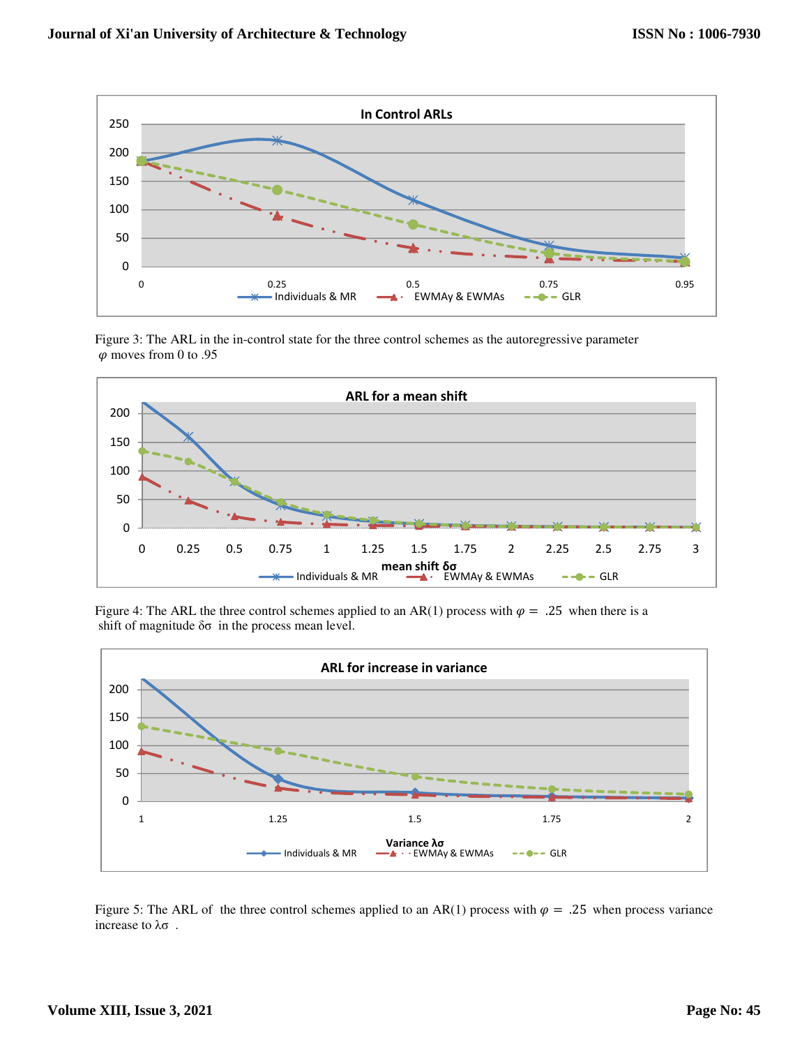Figure 3: The ARL in the in-control state for the three control schemes as the autoregressive parameter $\varphi$ moves from 0 to .95

Figure 4: The ARL the three control schemes applied to an AR(1) process with $\varphi = .25$ when there is a shift of magnitude $\delta\sigma$ in the process mean level.

Figure 5: The ARL of the three control schemes applied to an AR(1) process with $\varphi = .25$ when process variance increase to $\lambda\sigma$ .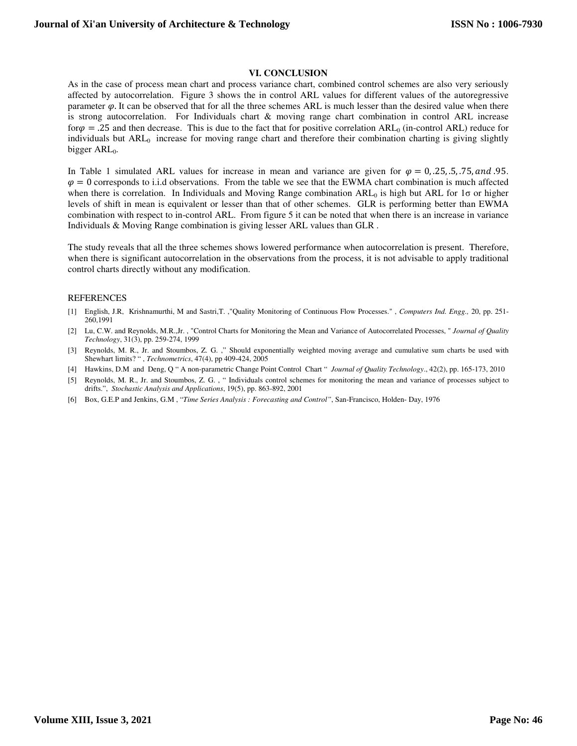## VI. CONCLUSION

As in the case of process mean chart and process variance chart, combined control schemes are also very seriously affected by autocorrelation. Figure 3 shows the in control ARL values for different values of the autoregressive parameter $\varphi$. It can be observed that for all the three schemes ARL is much lesser than the desired value when there is strong autocorrelation. For Individuals chart & moving range chart combination in control ARL increase for $\varphi = .25$ and then decrease. This is due to the fact that for positive correlation $ARL_0$ (in-control ARL) reduce for individuals but $ARL_0$ increase for moving range chart and therefore their combination charting is giving slightly bigger $ARL_0$.

In Table 1 simulated ARL values for increase in mean and variance are given for $\varphi = 0, .25, .5, .75, and\ .95$. $\varphi = 0$ corresponds to i.i.d observations. From the table we see that the EWMA chart combination is much affected when there is correlation. In Individuals and Moving Range combination $ARL_0$ is high but ARL for 1σ or higher levels of shift in mean is equivalent or lesser than that of other schemes. GLR is performing better than EWMA combination with respect to in-control ARL. From figure 5 it can be noted that when there is an increase in variance Individuals & Moving Range combination is giving lesser ARL values than GLR .

The study reveals that all the three schemes shows lowered performance when autocorrelation is present. Therefore, when there is significant autocorrelation in the observations from the process, it is not advisable to apply traditional control charts directly without any modification.

REFERENCES

[1] English, J.R, Krishnamurthi, M and Sastri,T. ,"Quality Monitoring of Continuous Flow Processes." , *Computers Ind. Engg.,* 20, pp. 251-260,1991

[2] Lu, C.W. and Reynolds, M.R.,Jr. , "Control Charts for Monitoring the Mean and Variance of Autocorrelated Processes, " *Journal of Quality Technology*, 31(3), pp. 259-274, 1999

[3] Reynolds, M. R., Jr. and Stoumbos, Z. G. ," Should exponentially weighted moving average and cumulative sum charts be used with Shewhart limits? " , *Technometrics*, 47(4), pp 409-424, 2005

[4] Hawkins, D.M and Deng, Q " A non-parametric Change Point Control Chart " *Journal of Quality Technology*., 42(2), pp. 165-173, 2010

[5] Reynolds, M. R., Jr. and Stoumbos, Z. G. , " Individuals control schemes for monitoring the mean and variance of processes subject to drifts.", *Stochastic Analysis and Applications*, 19(5), pp. 863-892, 2001

[6] Box, G.E.P and Jenkins, G.M , "*Time Series Analysis : Forecasting and Control"*, San-Francisco, Holden- Day, 1976